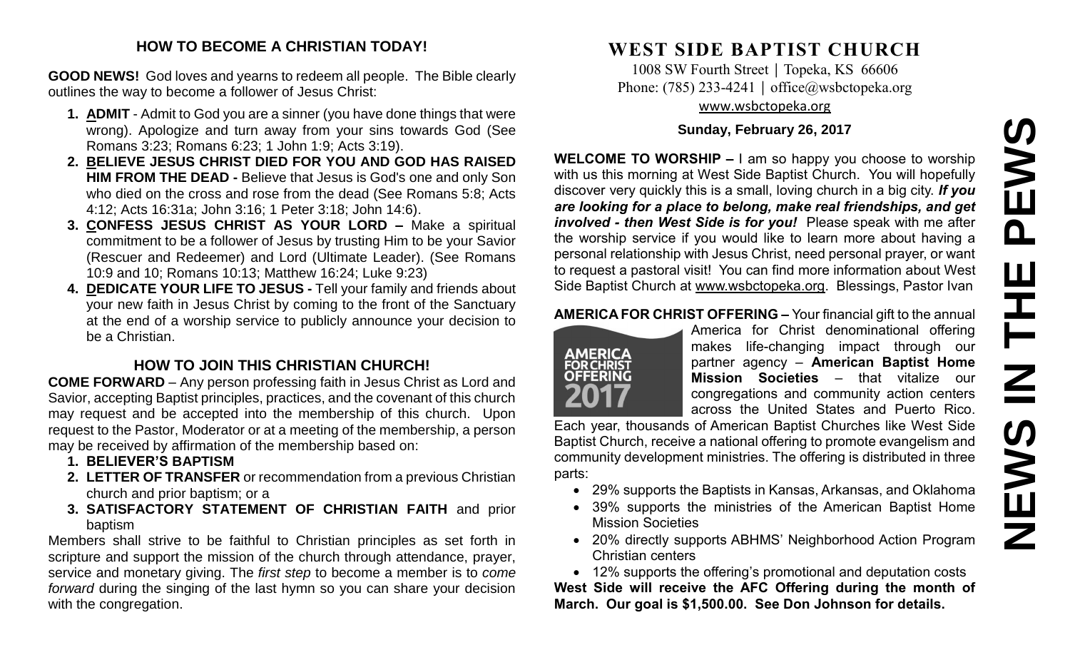## HOW TO BECOME A CHRISTIAN TODAY!

**GOOD NEWS!** God loves and yearns to redeem all people. The Bible clearly outlines the way to become a follower of Jesus Christ:

1. **ADMIT** - Admit to God you are a sinner (you have done things that were wrong). Apologize and turn away from your sins towards God (See Romans 3:23; Romans 6:23; 1 John 1:9; Acts 3:19).
2. **BELIEVE JESUS CHRIST DIED FOR YOU AND GOD HAS RAISED HIM FROM THE DEAD -** Believe that Jesus is God's one and only Son who died on the cross and rose from the dead (See Romans 5:8; Acts 4:12; Acts 16:31a; John 3:16; 1 Peter 3:18; John 14:6).
3. **CONFESS JESUS CHRIST AS YOUR LORD –** Make a spiritual commitment to be a follower of Jesus by trusting Him to be your Savior (Rescuer and Redeemer) and Lord (Ultimate Leader). (See Romans 10:9 and 10; Romans 10:13; Matthew 16:24; Luke 9:23)
4. **DEDICATE YOUR LIFE TO JESUS -** Tell your family and friends about your new faith in Jesus Christ by coming to the front of the Sanctuary at the end of a worship service to publicly announce your decision to be a Christian.

## HOW TO JOIN THIS CHRISTIAN CHURCH!

**COME FORWARD** – Any person professing faith in Jesus Christ as Lord and Savior, accepting Baptist principles, practices, and the covenant of this church may request and be accepted into the membership of this church. Upon request to the Pastor, Moderator or at a meeting of the membership, a person may be received by affirmation of the membership based on:

1. **BELIEVER'S BAPTISM**
2. **LETTER OF TRANSFER** or recommendation from a previous Christian church and prior baptism; or a
3. **SATISFACTORY STATEMENT OF CHRISTIAN FAITH** and prior baptism

Members shall strive to be faithful to Christian principles as set forth in scripture and support the mission of the church through attendance, prayer, service and monetary giving. The *first step* to become a member is to *come forward* during the singing of the last hymn so you can share your decision with the congregation.

# WEST SIDE BAPTIST CHURCH

1008 SW Fourth Street | Topeka, KS 66606
Phone: (785) 233-4241 | office@wsbctopeka.org
www.wsbctopeka.org

**Sunday, February 26, 2017**

**WELCOME TO WORSHIP –** I am so happy you choose to worship with us this morning at West Side Baptist Church. You will hopefully discover very quickly this is a small, loving church in a big city. ***If you are looking for a place to belong, make real friendships, and get involved - then West Side is for you!*** Please speak with me after the worship service if you would like to learn more about having a personal relationship with Jesus Christ, need personal prayer, or want to request a pastoral visit! You can find more information about West Side Baptist Church at www.wsbctopeka.org. Blessings, Pastor Ivan

**AMERICA FOR CHRIST OFFERING –** Your financial gift to the annual America for Christ denominational offering makes life-changing impact through our partner agency – **American Baptist Home Mission Societies** – that vitalize our congregations and community action centers across the United States and Puerto Rico. Each year, thousands of American Baptist Churches like West Side Baptist Church, receive a national offering to promote evangelism and community development ministries. The offering is distributed in three parts:

- 29% supports the Baptists in Kansas, Arkansas, and Oklahoma
- 39% supports the ministries of the American Baptist Home Mission Societies
- 20% directly supports ABHMS' Neighborhood Action Program Christian centers
- 12% supports the offering's promotional and deputation costs

**West Side will receive the AFC Offering during the month of March. Our goal is $1,500.00. See Don Johnson for details.**

# NEWS IN THE PEWS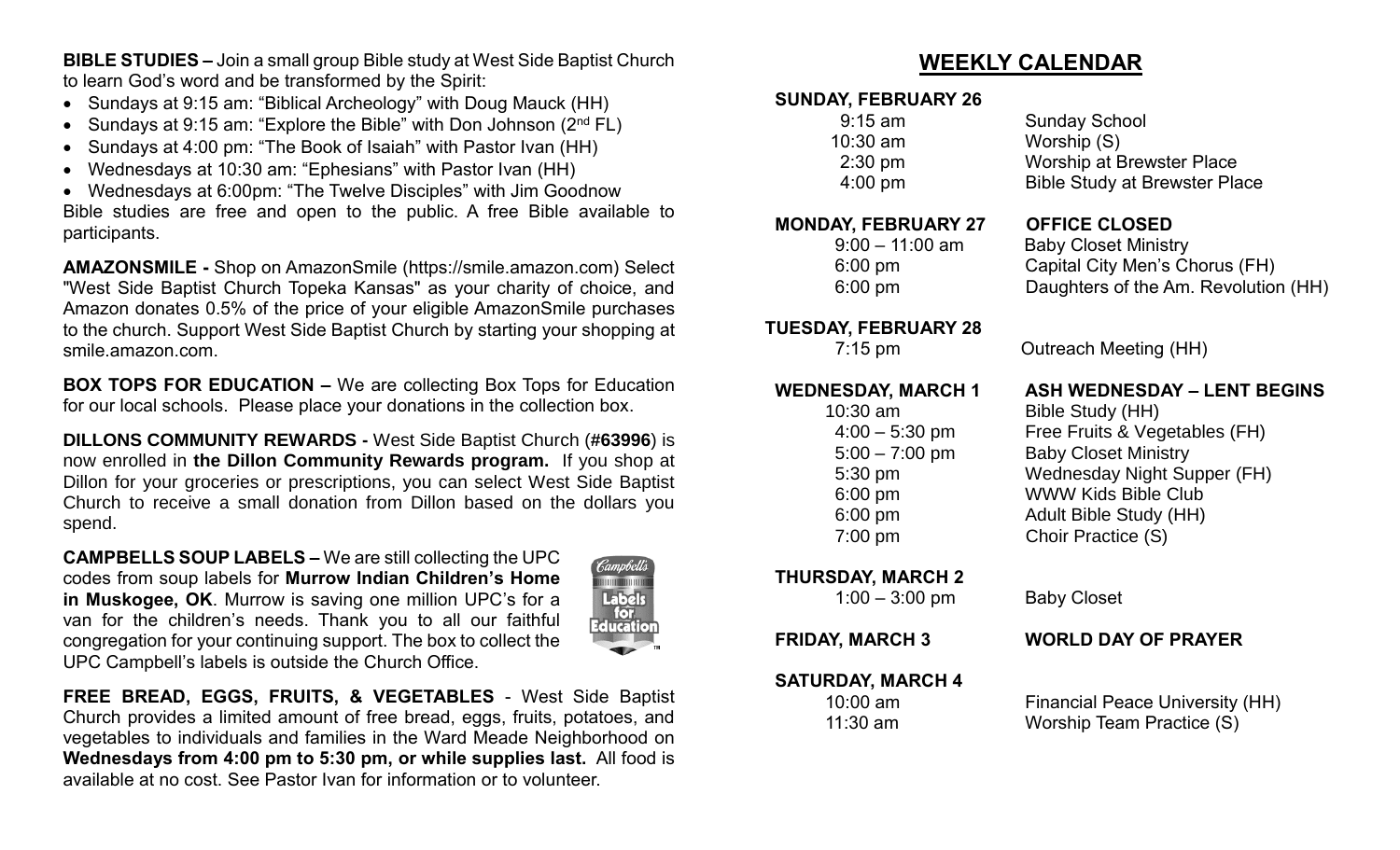**BIBLE STUDIES –** Join a small group Bible study at West Side Baptist Church to learn God's word and be transformed by the Spirit:

- Sundays at 9:15 am: "Biblical Archeology" with Doug Mauck (HH)
- Sundays at 9:15 am: "Explore the Bible" with Don Johnson (2nd FL)
- Sundays at 4:00 pm: "The Book of Isaiah" with Pastor Ivan (HH)
- Wednesdays at 10:30 am: "Ephesians" with Pastor Ivan (HH)
- Wednesdays at 6:00pm: "The Twelve Disciples" with Jim Goodnow

Bible studies are free and open to the public. A free Bible available to participants.

**AMAZONSMILE -** Shop on AmazonSmile (https://smile.amazon.com) Select "West Side Baptist Church Topeka Kansas" as your charity of choice, and Amazon donates 0.5% of the price of your eligible AmazonSmile purchases to the church. Support West Side Baptist Church by starting your shopping at smile.amazon.com.

**BOX TOPS FOR EDUCATION –** We are collecting Box Tops for Education for our local schools. Please place your donations in the collection box.

**DILLONS COMMUNITY REWARDS -** West Side Baptist Church (**#63996**) is now enrolled in **the Dillon Community Rewards program.** If you shop at Dillon for your groceries or prescriptions, you can select West Side Baptist Church to receive a small donation from Dillon based on the dollars you spend.

**CAMPBELLS SOUP LABELS –** We are still collecting the UPC codes from soup labels for **Murrow Indian Children's Home in Muskogee, OK**. Murrow is saving one million UPC's for a van for the children's needs. Thank you to all our faithful congregation for your continuing support. The box to collect the UPC Campbell's labels is outside the Church Office.

**FREE BREAD, EGGS, FRUITS, & VEGETABLES** - West Side Baptist Church provides a limited amount of free bread, eggs, fruits, potatoes, and vegetables to individuals and families in the Ward Meade Neighborhood on **Wednesdays from 4:00 pm to 5:30 pm, or while supplies last.** All food is available at no cost. See Pastor Ivan for information or to volunteer.

## WEEKLY CALENDAR

**SUNDAY, FEBRUARY 26**

| | |
|---|---|
| 9:15 am | Sunday School |
| 10:30 am | Worship (S) |
| 2:30 pm | Worship at Brewster Place |
| 4:00 pm | Bible Study at Brewster Place |

**MONDAY, FEBRUARY 27** — **OFFICE CLOSED**

| | |
|---|---|
| 9:00 – 11:00 am | Baby Closet Ministry |
| 6:00 pm | Capital City Men's Chorus (FH) |
| 6:00 pm | Daughters of the Am. Revolution (HH) |

**TUESDAY, FEBRUARY 28**

| | |
|---|---|
| 7:15 pm | Outreach Meeting (HH) |

**WEDNESDAY, MARCH 1** — **ASH WEDNESDAY – LENT BEGINS**

| | |
|---|---|
| 10:30 am | Bible Study (HH) |
| 4:00 – 5:30 pm | Free Fruits & Vegetables (FH) |
| 5:00 – 7:00 pm | Baby Closet Ministry |
| 5:30 pm | Wednesday Night Supper (FH) |
| 6:00 pm | WWW Kids Bible Club |
| 6:00 pm | Adult Bible Study (HH) |
| 7:00 pm | Choir Practice (S) |

**THURSDAY, MARCH 2**

| | |
|---|---|
| 1:00 – 3:00 pm | Baby Closet |

**FRIDAY, MARCH 3** — **WORLD DAY OF PRAYER**

**SATURDAY, MARCH 4**

| | |
|---|---|
| 10:00 am | Financial Peace University (HH) |
| 11:30 am | Worship Team Practice (S) |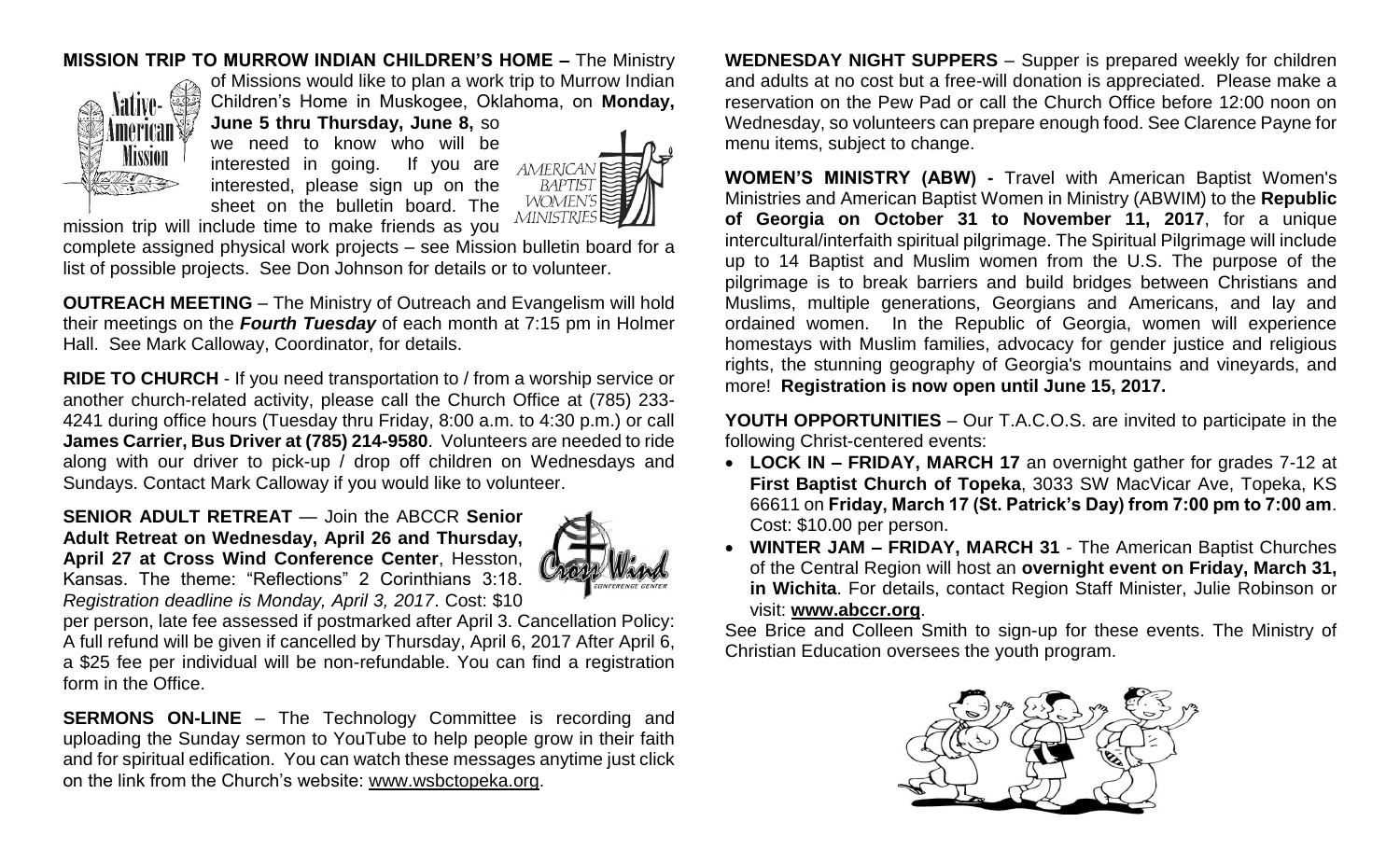**MISSION TRIP TO MURROW INDIAN CHILDREN'S HOME –** The Ministry of Missions would like to plan a work trip to Murrow Indian Children's Home in Muskogee, Oklahoma, on **Monday, June 5 thru Thursday, June 8,** so we need to know who will be interested in going. If you are interested, please sign up on the sheet on the bulletin board. The mission trip will include time to make friends as you complete assigned physical work projects – see Mission bulletin board for a list of possible projects. See Don Johnson for details or to volunteer.

**OUTREACH MEETING** – The Ministry of Outreach and Evangelism will hold their meetings on the ***Fourth Tuesday*** of each month at 7:15 pm in Holmer Hall. See Mark Calloway, Coordinator, for details.

**RIDE TO CHURCH** - If you need transportation to / from a worship service or another church-related activity, please call the Church Office at (785) 233-4241 during office hours (Tuesday thru Friday, 8:00 a.m. to 4:30 p.m.) or call **James Carrier, Bus Driver at (785) 214-9580**. Volunteers are needed to ride along with our driver to pick-up / drop off children on Wednesdays and Sundays. Contact Mark Calloway if you would like to volunteer.

**SENIOR ADULT RETREAT** — Join the ABCCR **Senior Adult Retreat on Wednesday, April 26 and Thursday, April 27 at Cross Wind Conference Center**, Hesston, Kansas. The theme: "Reflections" 2 Corinthians 3:18. *Registration deadline is Monday, April 3, 2017*. Cost: $10 per person, late fee assessed if postmarked after April 3. Cancellation Policy: A full refund will be given if cancelled by Thursday, April 6, 2017 After April 6, a $25 fee per individual will be non-refundable. You can find a registration form in the Office.

**SERMONS ON-LINE** – The Technology Committee is recording and uploading the Sunday sermon to YouTube to help people grow in their faith and for spiritual edification. You can watch these messages anytime just click on the link from the Church's website: www.wsbctopeka.org.

**WEDNESDAY NIGHT SUPPERS** – Supper is prepared weekly for children and adults at no cost but a free-will donation is appreciated. Please make a reservation on the Pew Pad or call the Church Office before 12:00 noon on Wednesday, so volunteers can prepare enough food. See Clarence Payne for menu items, subject to change.

**WOMEN'S MINISTRY (ABW) -** Travel with American Baptist Women's Ministries and American Baptist Women in Ministry (ABWIM) to the **Republic of Georgia on October 31 to November 11, 2017**, for a unique intercultural/interfaith spiritual pilgrimage. The Spiritual Pilgrimage will include up to 14 Baptist and Muslim women from the U.S. The purpose of the pilgrimage is to break barriers and build bridges between Christians and Muslims, multiple generations, Georgians and Americans, and lay and ordained women. In the Republic of Georgia, women will experience homestays with Muslim families, advocacy for gender justice and religious rights, the stunning geography of Georgia's mountains and vineyards, and more! **Registration is now open until June 15, 2017.**

**YOUTH OPPORTUNITIES** – Our T.A.C.O.S. are invited to participate in the following Christ-centered events:

- **LOCK IN – FRIDAY, MARCH 17** an overnight gather for grades 7-12 at **First Baptist Church of Topeka**, 3033 SW MacVicar Ave, Topeka, KS 66611 on **Friday, March 17 (St. Patrick's Day) from 7:00 pm to 7:00 am**. Cost: $10.00 per person.
- **WINTER JAM – FRIDAY, MARCH 31** - The American Baptist Churches of the Central Region will host an **overnight event on Friday, March 31, in Wichita**. For details, contact Region Staff Minister, Julie Robinson or visit: **www.abccr.org**.

See Brice and Colleen Smith to sign-up for these events. The Ministry of Christian Education oversees the youth program.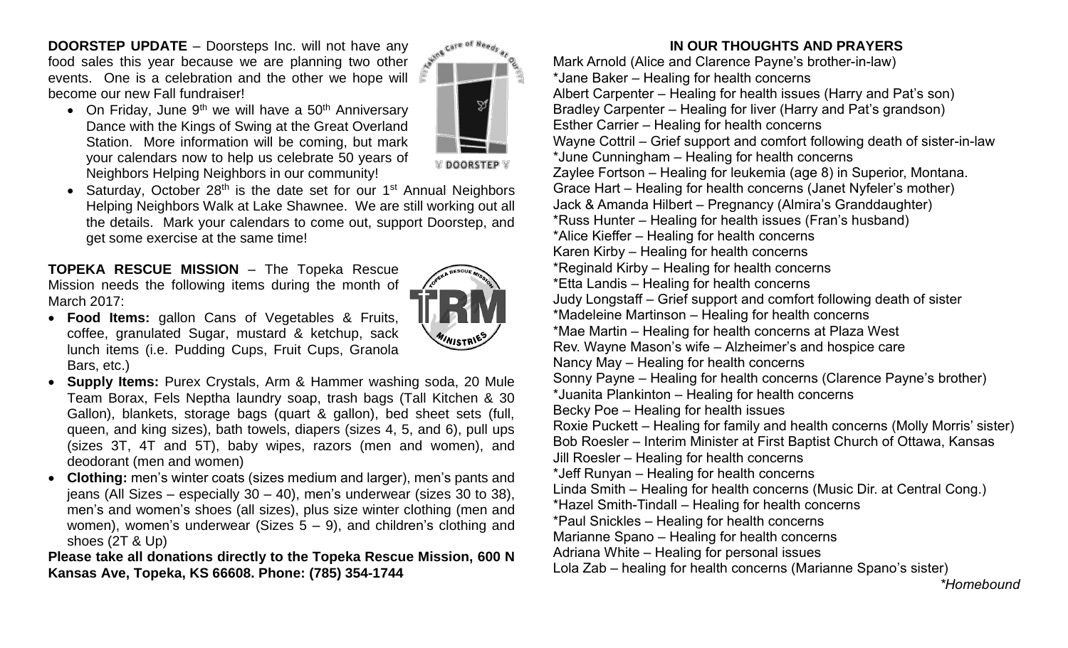**DOORSTEP UPDATE** – Doorsteps Inc. will not have any food sales this year because we are planning two other events. One is a celebration and the other we hope will become our new Fall fundraiser!

- On Friday, June 9th we will have a 50th Anniversary Dance with the Kings of Swing at the Great Overland Station. More information will be coming, but mark your calendars now to help us celebrate 50 years of Neighbors Helping Neighbors in our community!
- Saturday, October 28th is the date set for our 1st Annual Neighbors Helping Neighbors Walk at Lake Shawnee. We are still working out all the details. Mark your calendars to come out, support Doorstep, and get some exercise at the same time!

**TOPEKA RESCUE MISSION** – The Topeka Rescue Mission needs the following items during the month of March 2017:

- **Food Items:** gallon Cans of Vegetables & Fruits, coffee, granulated Sugar, mustard & ketchup, sack lunch items (i.e. Pudding Cups, Fruit Cups, Granola Bars, etc.)
- **Supply Items:** Purex Crystals, Arm & Hammer washing soda, 20 Mule Team Borax, Fels Neptha laundry soap, trash bags (Tall Kitchen & 30 Gallon), blankets, storage bags (quart & gallon), bed sheet sets (full, queen, and king sizes), bath towels, diapers (sizes 4, 5, and 6), pull ups (sizes 3T, 4T and 5T), baby wipes, razors (men and women), and deodorant (men and women)
- **Clothing:** men's winter coats (sizes medium and larger), men's pants and jeans (All Sizes – especially 30 – 40), men's underwear (sizes 30 to 38), men's and women's shoes (all sizes), plus size winter clothing (men and women), women's underwear (Sizes 5 – 9), and children's clothing and shoes (2T & Up)

**Please take all donations directly to the Topeka Rescue Mission, 600 N Kansas Ave, Topeka, KS 66608. Phone: (785) 354-1744**

### IN OUR THOUGHTS AND PRAYERS

Mark Arnold (Alice and Clarence Payne's brother-in-law)
*Jane Baker – Healing for health concerns
Albert Carpenter – Healing for health issues (Harry and Pat's son)
Bradley Carpenter – Healing for liver (Harry and Pat's grandson)
Esther Carrier – Healing for health concerns
Wayne Cottril – Grief support and comfort following death of sister-in-law
*June Cunningham – Healing for health concerns
Zaylee Fortson – Healing for leukemia (age 8) in Superior, Montana.
Grace Hart – Healing for health concerns (Janet Nyfeler's mother)
Jack & Amanda Hilbert – Pregnancy (Almira's Granddaughter)
*Russ Hunter – Healing for health issues (Fran's husband)
*Alice Kieffer – Healing for health concerns
Karen Kirby – Healing for health concerns
*Reginald Kirby – Healing for health concerns
*Etta Landis – Healing for health concerns
Judy Longstaff – Grief support and comfort following death of sister
*Madeleine Martinson – Healing for health concerns
*Mae Martin – Healing for health concerns at Plaza West
Rev. Wayne Mason's wife – Alzheimer's and hospice care
Nancy May – Healing for health concerns
Sonny Payne – Healing for health concerns (Clarence Payne's brother)
*Juanita Plankinton – Healing for health concerns
Becky Poe – Healing for health issues
Roxie Puckett – Healing for family and health concerns (Molly Morris' sister)
Bob Roesler – Interim Minister at First Baptist Church of Ottawa, Kansas
Jill Roesler – Healing for health concerns
*Jeff Runyan – Healing for health concerns
Linda Smith – Healing for health concerns (Music Dir. at Central Cong.)
*Hazel Smith-Tindall – Healing for health concerns
*Paul Snickles – Healing for health concerns
Marianne Spano – Healing for health concerns
Adriana White – Healing for personal issues
Lola Zab – healing for health concerns (Marianne Spano's sister)

*\*Homebound*